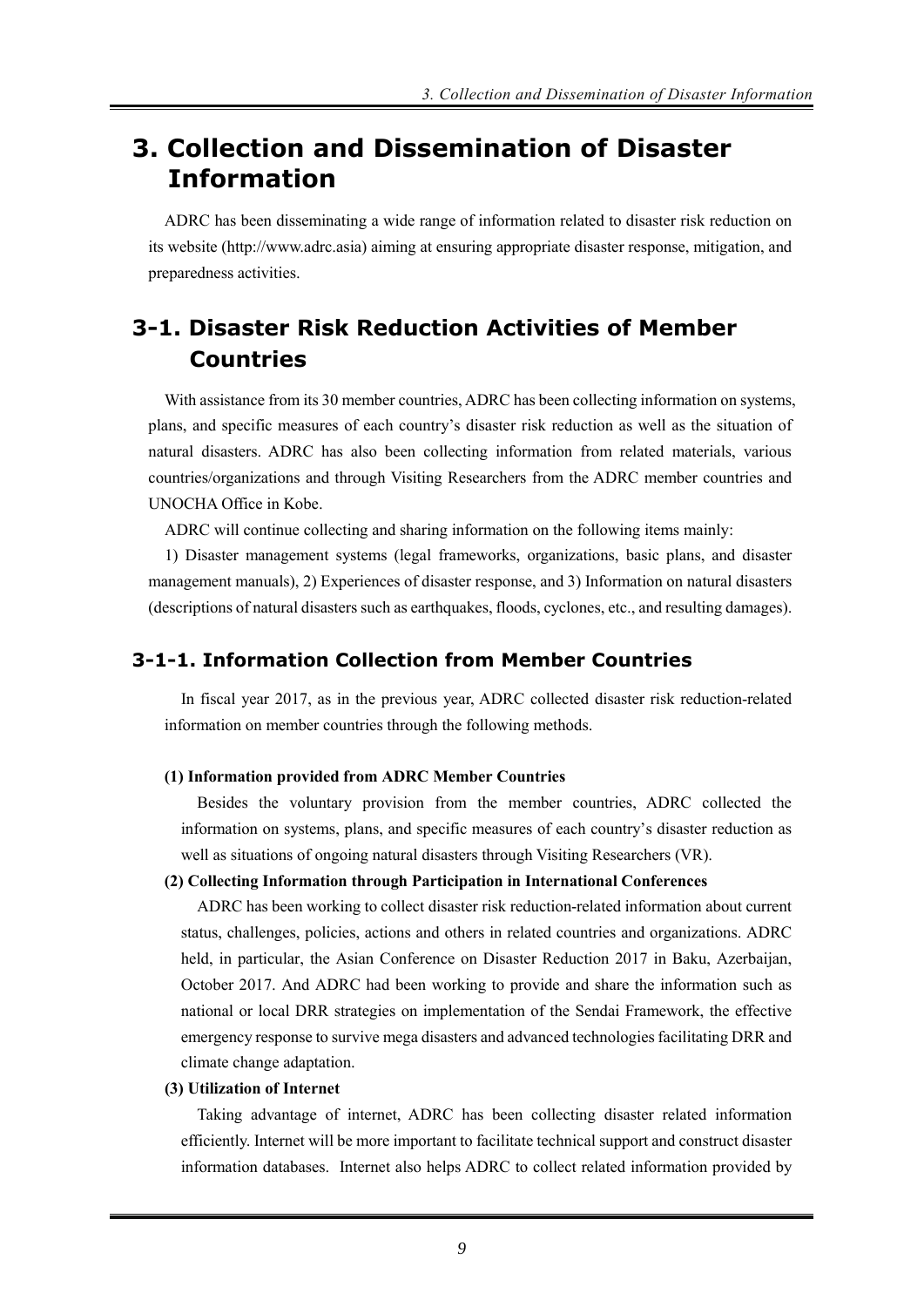# 3. Collection and Dissemination of Disaster Information

ADRC has been disseminating a wide range of information related to disaster risk reduction on its website (http://www.adrc.asia) aiming at ensuring appropriate disaster response, mitigation, and preparedness activities.

## 3-1. Disaster Risk Reduction Activities of Member Countries

With assistance from its 30 member countries, ADRC has been collecting information on systems, plans, and specific measures of each country's disaster risk reduction as well as the situation of natural disasters. ADRC has also been collecting information from related materials, various countries/organizations and through Visiting Researchers from the ADRC member countries and UNOCHA Office in Kobe.

ADRC will continue collecting and sharing information on the following items mainly:

1) Disaster management systems (legal frameworks, organizations, basic plans, and disaster management manuals), 2) Experiences of disaster response, and 3) Information on natural disasters (descriptions of natural disasters such as earthquakes, floods, cyclones, etc., and resulting damages).

### 3-1-1. Information Collection from Member Countries

In fiscal year 2017, as in the previous year, ADRC collected disaster risk reduction-related information on member countries through the following methods.

**(1) Information provided from ADRC Member Countries**

Besides the voluntary provision from the member countries, ADRC collected the information on systems, plans, and specific measures of each country's disaster reduction as well as situations of ongoing natural disasters through Visiting Researchers (VR).

**(2) Collecting Information through Participation in International Conferences**

ADRC has been working to collect disaster risk reduction-related information about current status, challenges, policies, actions and others in related countries and organizations. ADRC held, in particular, the Asian Conference on Disaster Reduction 2017 in Baku, Azerbaijan, October 2017. And ADRC had been working to provide and share the information such as national or local DRR strategies on implementation of the Sendai Framework, the effective emergency response to survive mega disasters and advanced technologies facilitating DRR and climate change adaptation.

**(3) Utilization of Internet**

Taking advantage of internet, ADRC has been collecting disaster related information efficiently. Internet will be more important to facilitate technical support and construct disaster information databases. Internet also helps ADRC to collect related information provided by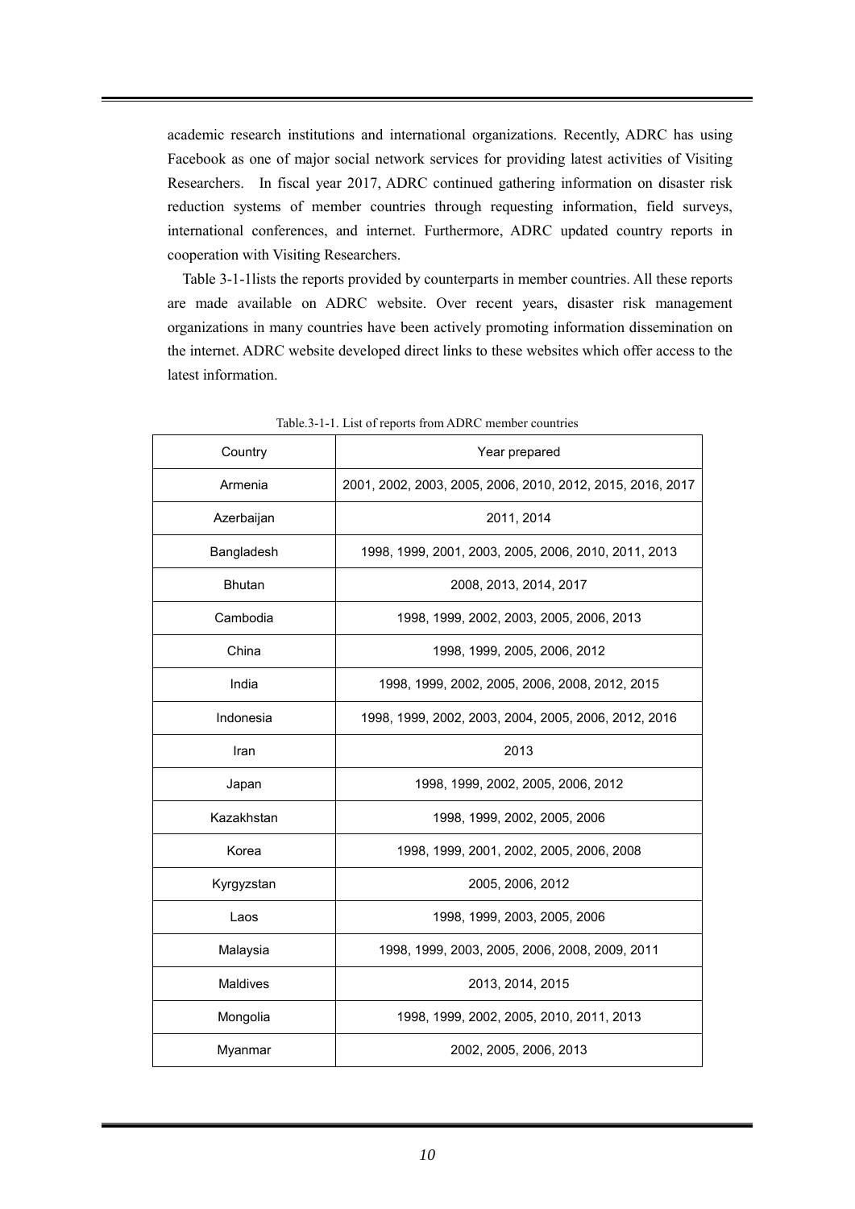academic research institutions and international organizations. Recently, ADRC has using Facebook as one of major social network services for providing latest activities of Visiting Researchers. In fiscal year 2017, ADRC continued gathering information on disaster risk reduction systems of member countries through requesting information, field surveys, international conferences, and internet. Furthermore, ADRC updated country reports in cooperation with Visiting Researchers.

Table 3-1-1lists the reports provided by counterparts in member countries. All these reports are made available on ADRC website. Over recent years, disaster risk management organizations in many countries have been actively promoting information dissemination on the internet. ADRC website developed direct links to these websites which offer access to the latest information.

Table.3-1-1. List of reports from ADRC member countries

| Country | Year prepared |
|---|---|
| Armenia | 2001, 2002, 2003, 2005, 2006, 2010, 2012, 2015, 2016, 2017 |
| Azerbaijan | 2011, 2014 |
| Bangladesh | 1998, 1999, 2001, 2003, 2005, 2006, 2010, 2011, 2013 |
| Bhutan | 2008, 2013, 2014, 2017 |
| Cambodia | 1998, 1999, 2002, 2003, 2005, 2006, 2013 |
| China | 1998, 1999, 2005, 2006, 2012 |
| India | 1998, 1999, 2002, 2005, 2006, 2008, 2012, 2015 |
| Indonesia | 1998, 1999, 2002, 2003, 2004, 2005, 2006, 2012, 2016 |
| Iran | 2013 |
| Japan | 1998, 1999, 2002, 2005, 2006, 2012 |
| Kazakhstan | 1998, 1999, 2002, 2005, 2006 |
| Korea | 1998, 1999, 2001, 2002, 2005, 2006, 2008 |
| Kyrgyzstan | 2005, 2006, 2012 |
| Laos | 1998, 1999, 2003, 2005, 2006 |
| Malaysia | 1998, 1999, 2003, 2005, 2006, 2008, 2009, 2011 |
| Maldives | 2013, 2014, 2015 |
| Mongolia | 1998, 1999, 2002, 2005, 2010, 2011, 2013 |
| Myanmar | 2002, 2005, 2006, 2013 |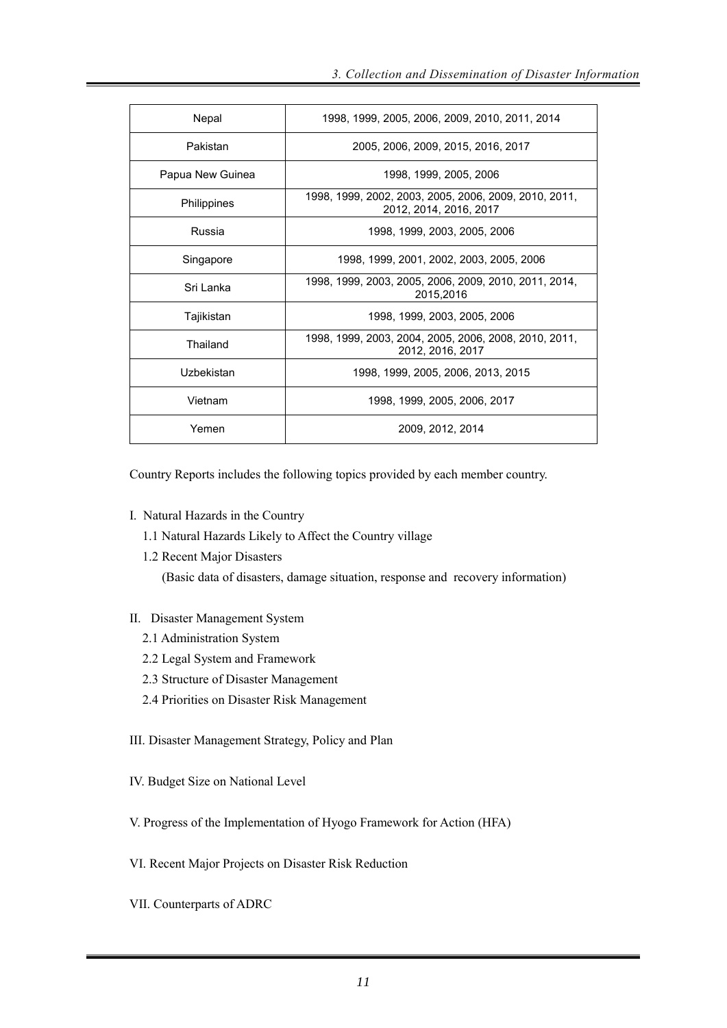| Nepal | 1998, 1999, 2005, 2006, 2009, 2010, 2011, 2014 |
|---|---|
| Pakistan | 2005, 2006, 2009, 2015, 2016, 2017 |
| Papua New Guinea | 1998, 1999, 2005, 2006 |
| Philippines | 1998, 1999, 2002, 2003, 2005, 2006, 2009, 2010, 2011, 2012, 2014, 2016, 2017 |
| Russia | 1998, 1999, 2003, 2005, 2006 |
| Singapore | 1998, 1999, 2001, 2002, 2003, 2005, 2006 |
| Sri Lanka | 1998, 1999, 2003, 2005, 2006, 2009, 2010, 2011, 2014, 2015,2016 |
| Tajikistan | 1998, 1999, 2003, 2005, 2006 |
| Thailand | 1998, 1999, 2003, 2004, 2005, 2006, 2008, 2010, 2011, 2012, 2016, 2017 |
| Uzbekistan | 1998, 1999, 2005, 2006, 2013, 2015 |
| Vietnam | 1998, 1999, 2005, 2006, 2017 |
| Yemen | 2009, 2012, 2014 |

Country Reports includes the following topics provided by each member country.

I. Natural Hazards in the Country
   - 1.1 Natural Hazards Likely to Affect the Country village
   - 1.2 Recent Major Disasters
     (Basic data of disasters, damage situation, response and recovery information)

II. Disaster Management System
   - 2.1 Administration System
   - 2.2 Legal System and Framework
   - 2.3 Structure of Disaster Management
   - 2.4 Priorities on Disaster Risk Management

III. Disaster Management Strategy, Policy and Plan

IV. Budget Size on National Level

V. Progress of the Implementation of Hyogo Framework for Action (HFA)

VI. Recent Major Projects on Disaster Risk Reduction

VII. Counterparts of ADRC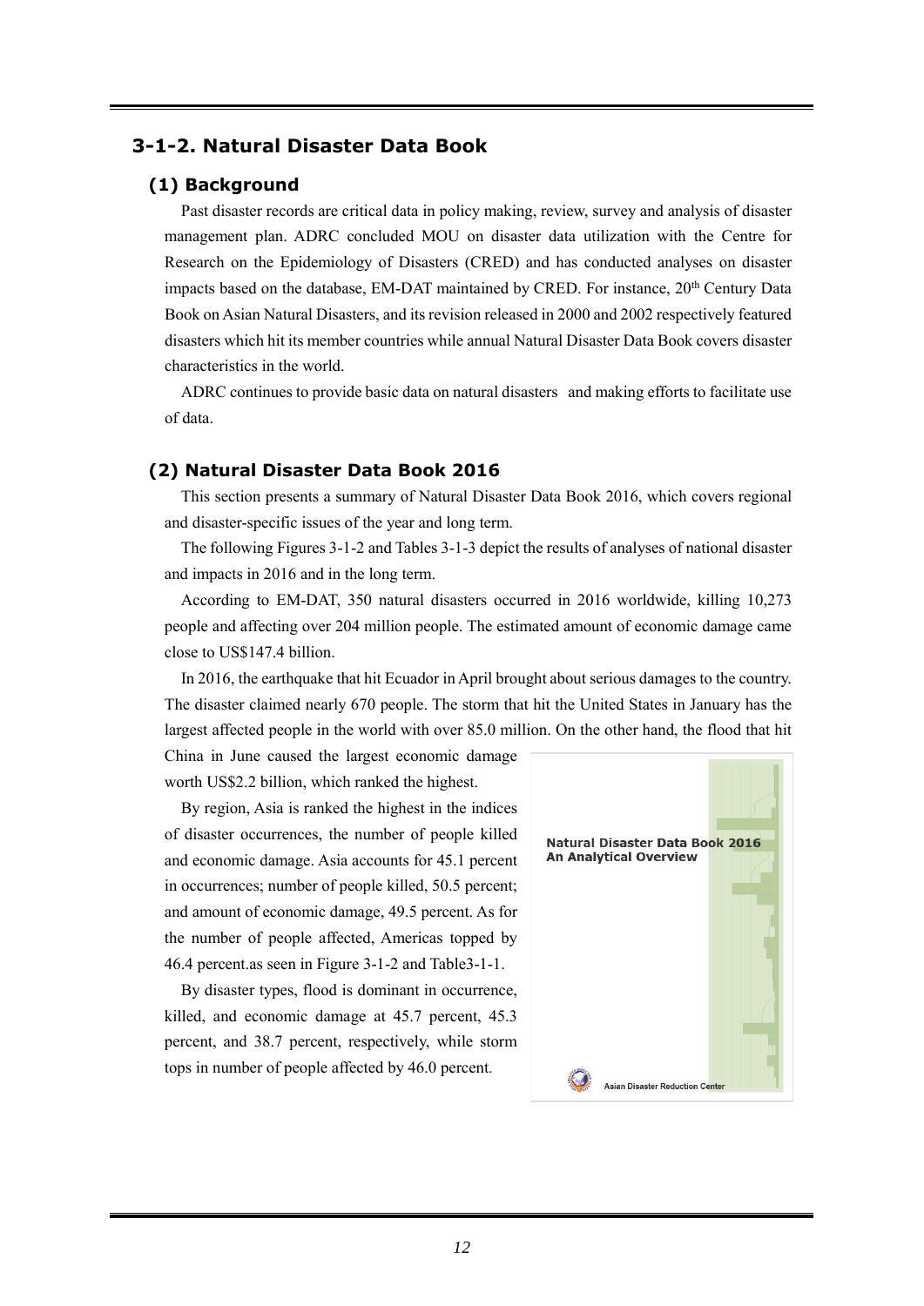## 3-1-2. Natural Disaster Data Book

### (1) Background

Past disaster records are critical data in policy making, review, survey and analysis of disaster management plan. ADRC concluded MOU on disaster data utilization with the Centre for Research on the Epidemiology of Disasters (CRED) and has conducted analyses on disaster impacts based on the database, EM-DAT maintained by CRED. For instance, 20th Century Data Book on Asian Natural Disasters, and its revision released in 2000 and 2002 respectively featured disasters which hit its member countries while annual Natural Disaster Data Book covers disaster characteristics in the world.

ADRC continues to provide basic data on natural disasters and making efforts to facilitate use of data.

### (2) Natural Disaster Data Book 2016

This section presents a summary of Natural Disaster Data Book 2016, which covers regional and disaster-specific issues of the year and long term.

The following Figures 3-1-2 and Tables 3-1-3 depict the results of analyses of national disaster and impacts in 2016 and in the long term.

According to EM-DAT, 350 natural disasters occurred in 2016 worldwide, killing 10,273 people and affecting over 204 million people. The estimated amount of economic damage came close to US$147.4 billion.

In 2016, the earthquake that hit Ecuador in April brought about serious damages to the country. The disaster claimed nearly 670 people. The storm that hit the United States in January has the largest affected people in the world with over 85.0 million. On the other hand, the flood that hit China in June caused the largest economic damage worth US$2.2 billion, which ranked the highest.

By region, Asia is ranked the highest in the indices of disaster occurrences, the number of people killed and economic damage. Asia accounts for 45.1 percent in occurrences; number of people killed, 50.5 percent; and amount of economic damage, 49.5 percent. As for the number of people affected, Americas topped by 46.4 percent.as seen in Figure 3-1-2 and Table3-1-1.

By disaster types, flood is dominant in occurrence, killed, and economic damage at 45.7 percent, 45.3 percent, and 38.7 percent, respectively, while storm tops in number of people affected by 46.0 percent.

**Natural Disaster Data Book 2016**
**An Analytical Overview**

Asian Disaster Reduction Center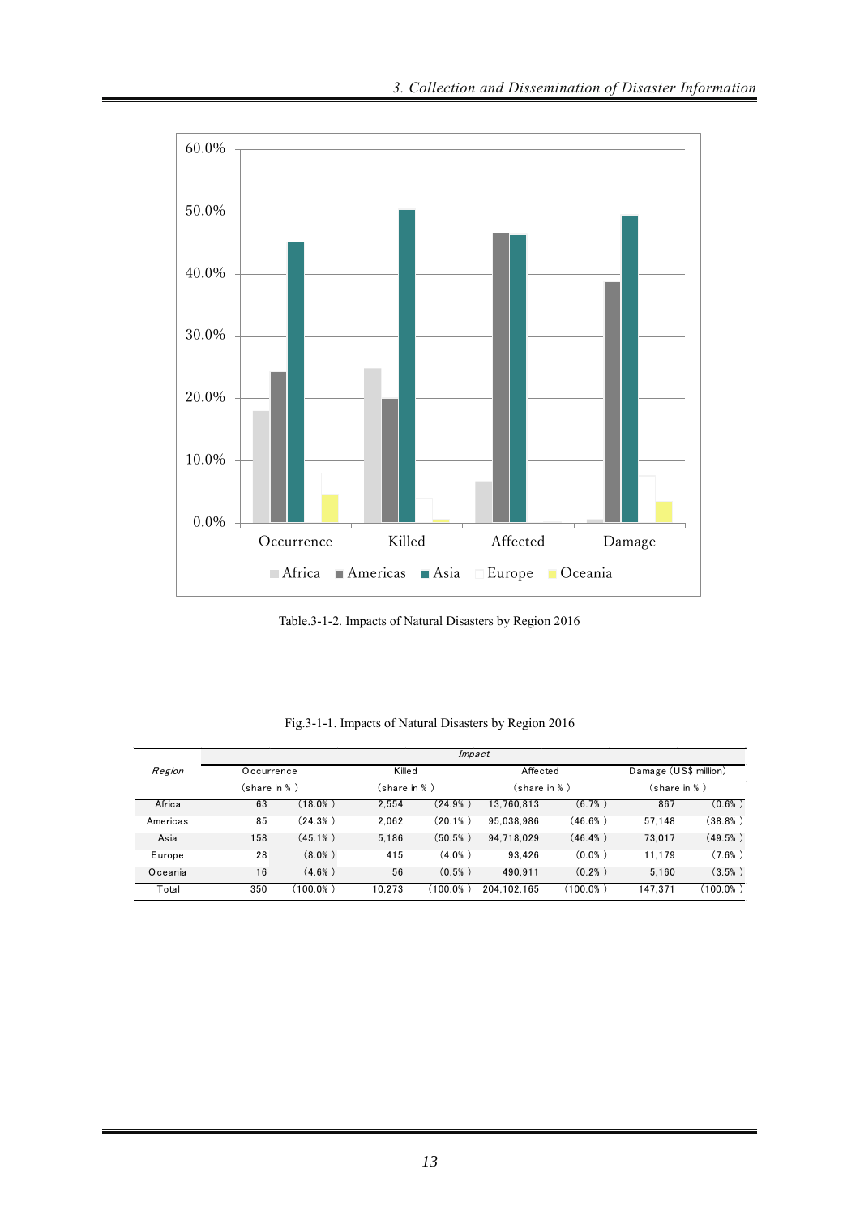Table.3-1-2. Impacts of Natural Disasters by Region 2016

Fig.3-1-1. Impacts of Natural Disasters by Region 2016

| *Region* | *Impact* | | | | | | | |
|---|---|---|---|---|---|---|---|---|
| | Occurrence | | Killed | | Affected | | Damage (US$ million) | |
| | (share in %) | | (share in %) | | (share in %) | | (share in %) | |
| Africa | 63 | (18.0%) | 2,554 | (24.9%) | 13,760,813 | (6.7%) | 867 | (0.6%) |
| Americas | 85 | (24.3%) | 2,062 | (20.1%) | 95,038,986 | (46.6%) | 57,148 | (38.8%) |
| Asia | 158 | (45.1%) | 5,186 | (50.5%) | 94,718,029 | (46.4%) | 73,017 | (49.5%) |
| Europe | 28 | (8.0%) | 415 | (4.0%) | 93,426 | (0.0%) | 11,179 | (7.6%) |
| Oceania | 16 | (4.6%) | 56 | (0.5%) | 490,911 | (0.2%) | 5,160 | (3.5%) |
| Total | 350 | (100.0%) | 10,273 | (100.0%) | 204,102,165 | (100.0%) | 147,371 | (100.0%) |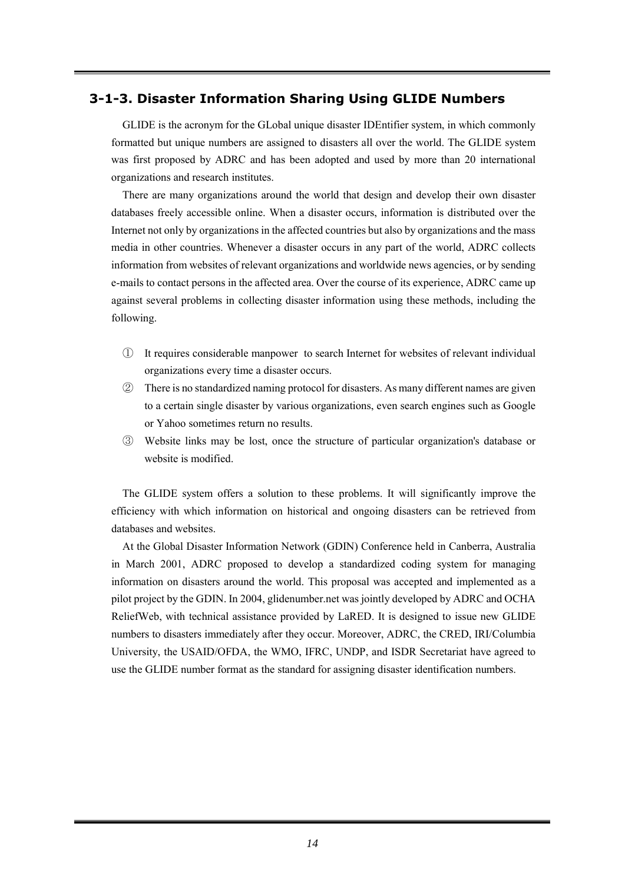### 3-1-3. Disaster Information Sharing Using GLIDE Numbers

GLIDE is the acronym for the GLobal unique disaster IDEntifier system, in which commonly formatted but unique numbers are assigned to disasters all over the world. The GLIDE system was first proposed by ADRC and has been adopted and used by more than 20 international organizations and research institutes.

There are many organizations around the world that design and develop their own disaster databases freely accessible online. When a disaster occurs, information is distributed over the Internet not only by organizations in the affected countries but also by organizations and the mass media in other countries. Whenever a disaster occurs in any part of the world, ADRC collects information from websites of relevant organizations and worldwide news agencies, or by sending e-mails to contact persons in the affected area. Over the course of its experience, ADRC came up against several problems in collecting disaster information using these methods, including the following.

① It requires considerable manpower to search Internet for websites of relevant individual organizations every time a disaster occurs.

② There is no standardized naming protocol for disasters. As many different names are given to a certain single disaster by various organizations, even search engines such as Google or Yahoo sometimes return no results.

③ Website links may be lost, once the structure of particular organization's database or website is modified.

The GLIDE system offers a solution to these problems. It will significantly improve the efficiency with which information on historical and ongoing disasters can be retrieved from databases and websites.

At the Global Disaster Information Network (GDIN) Conference held in Canberra, Australia in March 2001, ADRC proposed to develop a standardized coding system for managing information on disasters around the world. This proposal was accepted and implemented as a pilot project by the GDIN. In 2004, glidenumber.net was jointly developed by ADRC and OCHA ReliefWeb, with technical assistance provided by LaRED. It is designed to issue new GLIDE numbers to disasters immediately after they occur. Moreover, ADRC, the CRED, IRI/Columbia University, the USAID/OFDA, the WMO, IFRC, UNDP, and ISDR Secretariat have agreed to use the GLIDE number format as the standard for assigning disaster identification numbers.